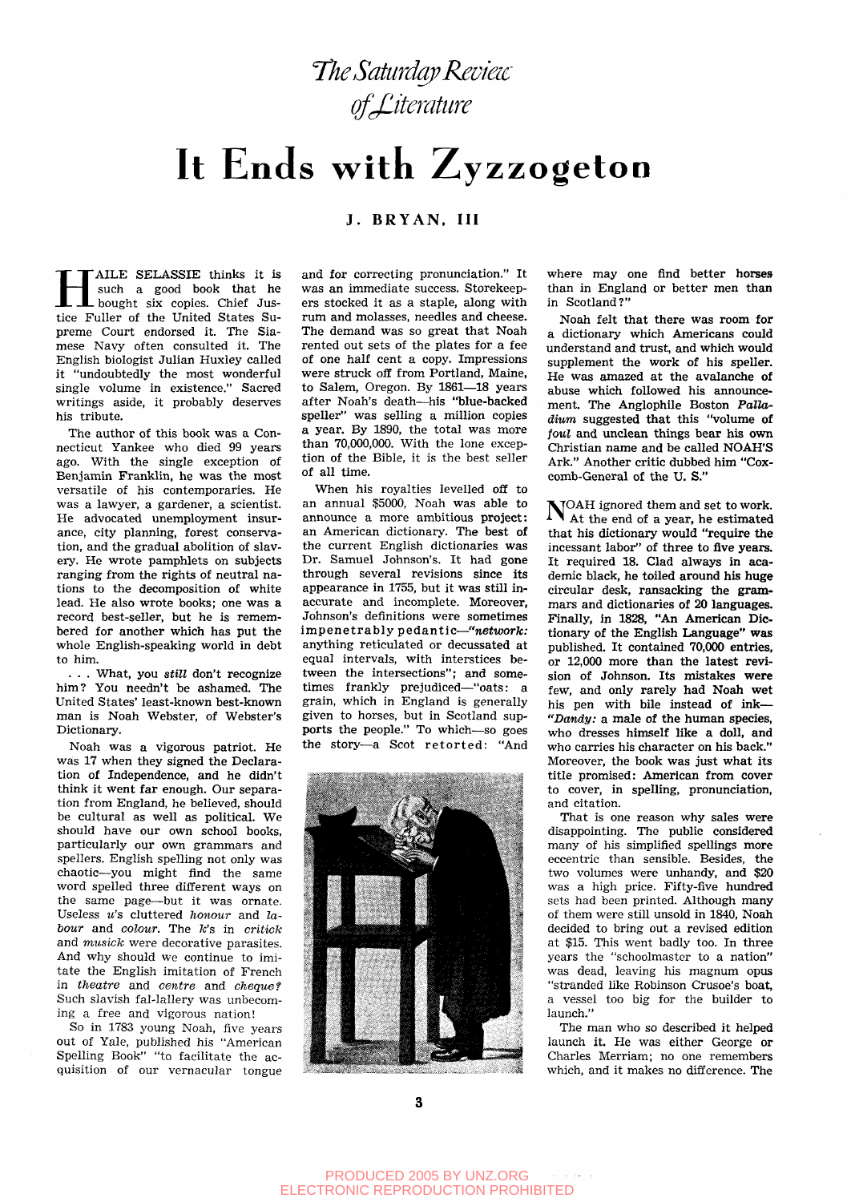*The Saturday Review of Literature*

# It Ends with Zyzzogeton

**J. BRYAN, III**

HAILE SELASSIE thinks it is such a good book that he bought six copies. Chief Justice Fuller of the United States Supreme Court endorsed it. The Siamese Navy often consulted it. The English biologist Julian Huxley called it "undoubtedly the most wonderful single volume in existence." Sacred writings aside, it probably deserves his tribute.

The author of this book was a Connecticut Yankee who died 99 years ago. With the single exception of Benjamin Franklin, he was the most versatile of his contemporaries. He was a lawyer, a gardener, a scientist. He advocated unemployment insurance, city planning, forest conservation, and the gradual abolition of slavery. He wrote pamphlets on subjects ranging from the rights of neutral nations to the decomposition of white lead. He also wrote books; one was a record best-seller, but he is remembered for another which has put the whole English-speaking world in debt to him.

. . . What, you *still* don't recognize him? You needn't be ashamed. The United States' least-known best-known man is Noah Webster, of Webster's Dictionary.

Noah was a vigorous patriot. He was 17 when they signed the Declaration of Independence, and he didn't think it went far enough. Our separation from England, he believed, should be cultural as well as political. We should have our own school books, particularly our own grammars and spellers. English spelling not only was chaotic—you might find the same word spelled three different ways on the same page—but it was ornate. Useless *u*'s cluttered *honour* and *labour* and *colour*. The *k*'s in *critick* and *musick* were decorative parasites. And why should we continue to imitate the English imitation of French in *theatre* and *centre* and *cheque?* Such slavish fal-lallery was unbecoming a free and vigorous nation!

So in 1783 young Noah, five years out of Yale, published his "American Spelling Book" "to facilitate the acquisition of our vernacular tongue and for correcting pronunciation." It was an immediate success. Storekeepers stocked it as a staple, along with rum and molasses, needles and cheese. The demand was so great that Noah rented out sets of the plates for a fee of one half cent a copy. Impressions were struck off from Portland, Maine, to Salem, Oregon. By 1861—18 years after Noah's death—his "blue-backed speller" was selling a million copies a year. By 1890, the total was more than 70,000,000. With the lone exception of the Bible, it is the best seller of all time.

When his royalties levelled off to an annual $5000, Noah was able to announce a more ambitious project: an American dictionary. The best of the current English dictionaries was Dr. Samuel Johnson's. It had gone through several revisions since its appearance in 1755, but it was still inaccurate and incomplete. Moreover, Johnson's definitions were sometimes impenetrably pedantic—*"network:* anything reticulated or decussated at equal intervals, with interstices between the intersections"; and sometimes frankly prejudiced—"oats: a grain, which in England is generally given to horses, but in Scotland supports the people." To which—so goes the story—a Scot retorted: "And where may one find better horses than in England or better men than in Scotland?"

Noah felt that there was room for a dictionary which Americans could understand and trust, and which would supplement the work of his speller. He was amazed at the avalanche of abuse which followed his announcement. The Anglophile Boston *Palladium* suggested that this "volume of *foul* and unclean things bear his own Christian name and be called NOAH'S Ark." Another critic dubbed him "Coxcomb-General of the U. S."

NOAH ignored them and set to work. At the end of a year, he estimated that his dictionary would "require the incessant labor" of three to five years. It required 18. Clad always in academic black, he toiled around his huge circular desk, ransacking the grammars and dictionaries of 20 languages. Finally, in 1828, "An American Dictionary of the English Language" was published. It contained 70,000 entries, or 12,000 more than the latest revision of Johnson. Its mistakes were few, and only rarely had Noah wet his pen with bile instead of ink—*"Dandy:* a male of the human species, who dresses himself like a doll, and who carries his character on his back." Moreover, the book was just what its title promised: American from cover to cover, in spelling, pronunciation, and citation.

That is one reason why sales were disappointing. The public considered many of his simplified spellings more eccentric than sensible. Besides, the two volumes were unhandy, and $20 was a high price. Fifty-five hundred sets had been printed. Although many of them were still unsold in 1840, Noah decided to bring out a revised edition at $15. This went badly too. In three years the "schoolmaster to a nation" was dead, leaving his magnum opus "stranded like Robinson Crusoe's boat, a vessel too big for the builder to launch."

The man who so described it helped launch it. He was either George or Charles Merriam; no one remembers which, and it makes no difference. The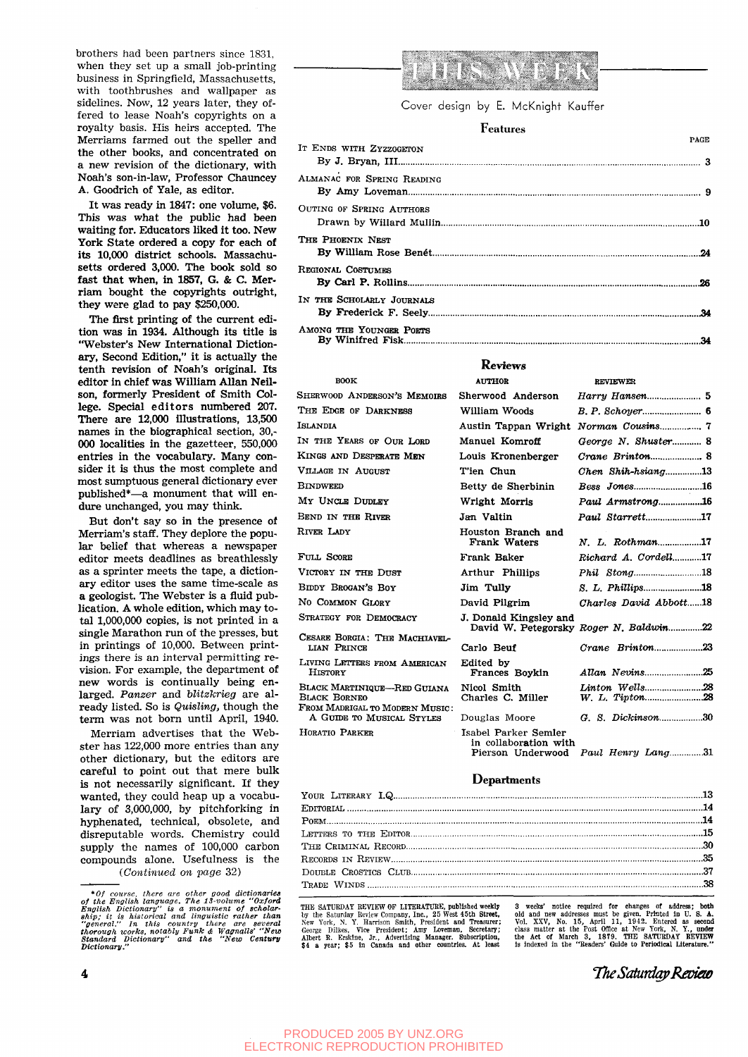brothers had been partners since 1831, when they set up a small job-printing business in Springfield, Massachusetts, with toothbrushes and wallpaper as sidelines. Now, 12 years later, they offered to lease Noah's copyrights on a royalty basis. His heirs accepted. The Merriams farmed out the speller and the other books, and concentrated on a new revision of the dictionary, with Noah's son-in-law, Professor Chauncey A. Goodrich of Yale, as editor.

It was ready in 1847: one volume, $6. This was what the public had been waiting for. Educators liked it too. New York State ordered a copy for each of its 10,000 district schools. Massachusetts ordered 3,000. The book sold so fast that when, in 1857, G. & C. Merriam bought the copyrights outright, they were glad to pay $250,000.

The first printing of the current edition was in 1934. Although its title is "Webster's New International Dictionary, Second Edition," it is actually the tenth revision of Noah's original. Its editor in chief was William Allan Neilson, formerly President of Smith College. Special editors numbered 207. There are 12,000 illustrations, 13,500 names in the biographical section, 30,000 localities in the gazetteer, 550,000 entries in the vocabulary. Many consider it is thus the most complete and most sumptuous general dictionary ever published*—a monument that will endure unchanged, you may think.

But don't say so in the presence of Merriam's staff. They deplore the popular belief that whereas a newspaper editor meets deadlines as breathlessly as a sprinter meets the tape, a dictionary editor uses the same time-scale as a geologist. The Webster is a fluid publication. A whole edition, which may total 1,000,000 copies, is not printed in a single Marathon run of the presses, but in printings of 10,000. Between printings there is an interval permitting revision. For example, the department of new words is continually being enlarged. *Panzer* and *blitzkrieg* are already listed. So is *Quisling,* though the term was not born until April, 1940.

Merriam advertises that the Webster has 122,000 more entries than any other dictionary, but the editors are careful to point out that mere bulk is not necessarily significant. If they wanted, they could heap up a vocabulary of 3,000,000, by pitchforking in hyphenated, technical, obsolete, and disreputable words. Chemistry could supply the names of 100,000 carbon compounds alone. Usefulness is the

(*Continued on page* 32)

*\*Of course, there are other good dictionaries of the English language. The 13-volume "Oxford English Dictionary" is a monument of scholarship; it is historical and linguistic rather than "general." In this country there are several thorough works, notably Funk & Wagnalls' "New Standard Dictionary" and the "New Century Dictionary."*

## THIS WEEK

Cover design by E. McKnight Kauffer

### Features

| | PAGE |
|---|---|
| IT ENDS WITH ZYZZOGETON — By J. Bryan, III | 3 |
| ALMANAC FOR SPRING READING — By Amy Loveman | 9 |
| OUTING OF SPRING AUTHORS — Drawn by Willard Mullin | 10 |
| THE PHOENIX NEST — By William Rose Benét | 24 |
| REGIONAL COSTUMES — By Carl P. Rollins | 26 |
| IN THE SCHOLARLY JOURNALS — By Frederick F. Seely | 34 |
| AMONG THE YOUNGER POETS — By Winifred Fisk | 34 |

### Reviews

| BOOK | AUTHOR | REVIEWER | |
|---|---|---|---|
| SHERWOOD ANDERSON'S MEMOIRS | Sherwood Anderson | *Harry Hansen* | 5 |
| THE EDGE OF DARKNESS | William Woods | *B. P. Schoyer* | 6 |
| ISLANDIA | Austin Tappan Wright | *Norman Cousins* | 7 |
| IN THE YEARS OF OUR LORD | Manuel Komroff | *George N. Shuster* | 8 |
| KINGS AND DESPERATE MEN | Louis Kronenberger | *Crane Brinton* | 8 |
| VILLAGE IN AUGUST | T'ien Chun | *Chen Shih-hsiang* | 13 |
| BINDWEED | Betty de Sherbinin | *Bess Jones* | 16 |
| MY UNCLE DUDLEY | Wright Morris | *Paul Armstrong* | 16 |
| BEND IN THE RIVER | Jan Valtin | *Paul Starrett* | 17 |
| RIVER LADY | Houston Branch and Frank Waters | *N. L. Rothman* | 17 |
| FULL SCORE | Frank Baker | *Richard A. Cordell* | 17 |
| VICTORY IN THE DUST | Arthur Phillips | *Phil Stong* | 18 |
| BIDDY BROGAN'S BOY | Jim Tully | *S. L. Phillips* | 18 |
| NO COMMON GLORY | David Pilgrim | *Charles David Abbott* | 18 |
| STRATEGY FOR DEMOCRACY | J. Donald Kingsley and David W. Petegorsky | *Roger N. Baldwin* | 22 |
| CESARE BORGIA: THE MACHIAVELLIAN PRINCE | Carlo Beuf | *Crane Brinton* | 23 |
| LIVING LETTERS FROM AMERICAN HISTORY | Edited by Frances Boykin | *Allan Nevins* | 25 |
| BLACK MARTINIQUE—RED GUIANA | Nicol Smith | *Linton Wells* | 28 |
| BLACK BORNEO | Charles C. Miller | *W. L. Tipton* | 28 |
| FROM MADRIGAL TO MODERN MUSIC: A GUIDE TO MUSICAL STYLES | Douglas Moore | *G. S. Dickinson* | 30 |
| HORATIO PARKER | Isabel Parker Semler in collaboration with Pierson Underwood | *Paul Henry Lang* | 31 |

### Departments

| | |
|---|---|
| YOUR LITERARY I.Q. | 13 |
| EDITORIAL | 14 |
| POEM | 14 |
| LETTERS TO THE EDITOR | 15 |
| THE CRIMINAL RECORD | 30 |
| RECORDS IN REVIEW | 35 |
| DOUBLE CROSTICS CLUB | 37 |
| TRADE WINDS | 38 |

THE SATURDAY REVIEW OF LITERATURE, published weekly by the Saturday Review Company, Inc., 25 West 45th Street, New York, N. Y. Harrison Smith, President and Treasurer; George Dilkes, Vice President; Amy Loveman, Secretary; Albert R. Erskine, Jr., Advertising Manager. Subscription, $4 a year; $5 in Canada and other countries. At least 3 weeks' notice required for changes of address; both old and new addresses must be given. Printed in U. S. A. Vol. XXV, No. 15, April 11, 1942. Entered as second class matter at the Post Office at New York, N. Y., under the Act of March 3, 1879. THE SATURDAY REVIEW is indexed in the "Readers' Guide to Periodical Literature."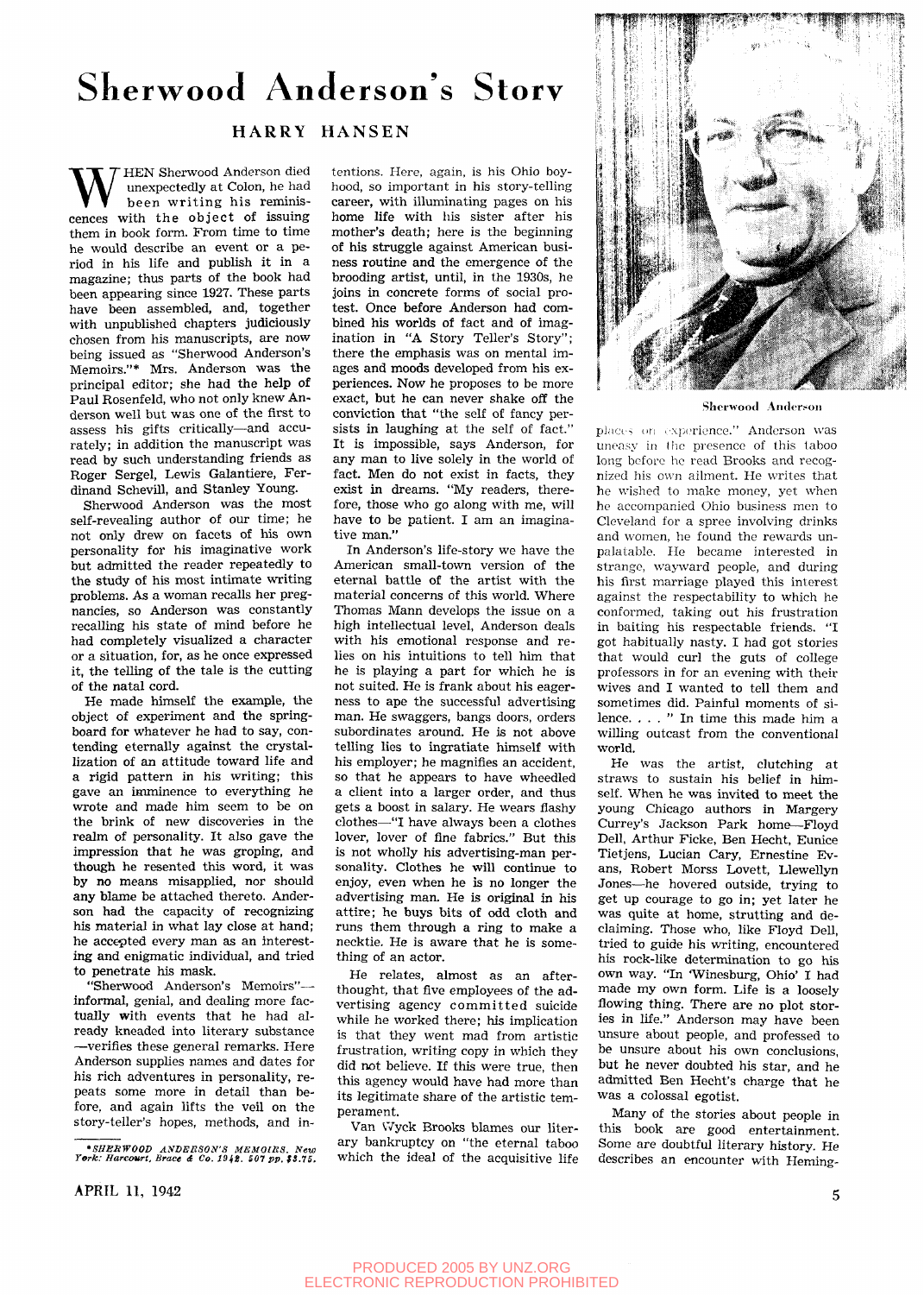# Sherwood Anderson's Story

## HARRY HANSEN

WHEN Sherwood Anderson died unexpectedly at Colon, he had been writing his reminiscences with the object of issuing them in book form. From time to time he would describe an event or a period in his life and publish it in a magazine; thus parts of the book had been appearing since 1927. These parts have been assembled, and, together with unpublished chapters judiciously chosen from his manuscripts, are now being issued as "Sherwood Anderson's Memoirs."* Mrs. Anderson was the principal editor; she had the help of Paul Rosenfeld, who not only knew Anderson well but was one of the first to assess his gifts critically—and accurately; in addition the manuscript was read by such understanding friends as Roger Sergel, Lewis Galantiere, Ferdinand Schevill, and Stanley Young.

Sherwood Anderson was the most self-revealing author of our time; he not only drew on facets of his own personality for his imaginative work but admitted the reader repeatedly to the study of his most intimate writing problems. As a woman recalls her pregnancies, so Anderson was constantly recalling his state of mind before he had completely visualized a character or a situation, for, as he once expressed it, the telling of the tale is the cutting of the natal cord.

He made himself the example, the object of experiment and the springboard for whatever he had to say, contending eternally against the crystallization of an attitude toward life and a rigid pattern in his writing; this gave an imminence to everything he wrote and made him seem to be on the brink of new discoveries in the realm of personality. It also gave the impression that he was groping, and though he resented this word, it was by no means misapplied, nor should any blame be attached thereto. Anderson had the capacity of recognizing his material in what lay close at hand; he accepted every man as an interesting and enigmatic individual, and tried to penetrate his mask.

"Sherwood Anderson's Memoirs"—informal, genial, and dealing more factually with events that he had already kneaded into literary substance—verifies these general remarks. Here Anderson supplies names and dates for his rich adventures in personality, repeats some more in detail than before, and again lifts the veil on the story-teller's hopes, methods, and intentions. Here, again, is his Ohio boyhood, so important in his story-telling career, with illuminating pages on his home life with his sister after his mother's death; here is the beginning of his struggle against American business routine and the emergence of the brooding artist, until, in the 1930s, he joins in concrete forms of social protest. Once before Anderson had combined his worlds of fact and of imagination in "A Story Teller's Story"; there the emphasis was on mental images and moods developed from his experiences. Now he proposes to be more exact, but he can never shake off the conviction that "the self of fancy persists in laughing at the self of fact." It is impossible, says Anderson, for any man to live solely in the world of fact. Men do not exist in facts, they exist in dreams. "My readers, therefore, those who go along with me, will have to be patient. I am an imaginative man."

In Anderson's life-story we have the American small-town version of the eternal battle of the artist with the material concerns of this world. Where Thomas Mann develops the issue on a high intellectual level, Anderson deals with his emotional response and relies on his intuitions to tell him that he is playing a part for which he is not suited. He is frank about his eagerness to ape the successful advertising man. He swaggers, bangs doors, orders subordinates around. He is not above telling lies to ingratiate himself with his employer; he magnifies an accident, so that he appears to have wheedled a client into a larger order, and thus gets a boost in salary. He wears flashy clothes—"I have always been a clothes lover, lover of fine fabrics." But this is not wholly his advertising-man personality. Clothes he will continue to enjoy, even when he is no longer the advertising man. He is original in his attire; he buys bits of odd cloth and runs them through a ring to make a necktie. He is aware that he is something of an actor.

He relates, almost as an afterthought, that five employees of the advertising agency committed suicide while he worked there; his implication is that they went mad from artistic frustration, writing copy in which they did not believe. If this were true, then this agency would have had more than its legitimate share of the artistic temperament.

Van Wyck Brooks blames our literary bankruptcy on "the eternal taboo which the ideal of the acquisitive life places on experience." Anderson was uneasy in the presence of this taboo long before he read Brooks and recognized his own ailment. He writes that he wished to make money, yet when he accompanied Ohio business men to Cleveland for a spree involving drinks and women, he found the rewards unpalatable. He became interested in strange, wayward people, and during his first marriage played this interest against the respectability to which he conformed, taking out his frustration in baiting his respectable friends. "I got habitually nasty. I had got stories that would curl the guts of college professors in for an evening with their wives and I wanted to tell them and sometimes did. Painful moments of silence. . . . " In time this made him a willing outcast from the conventional world.

Sherwood Anderson

He was the artist, clutching at straws to sustain his belief in himself. When he was invited to meet the young Chicago authors in Margery Currey's Jackson Park home—Floyd Dell, Arthur Ficke, Ben Hecht, Eunice Tietjens, Lucian Cary, Ernestine Evans, Robert Morss Lovett, Llewellyn Jones—he hovered outside, trying to get up courage to go in; yet later he was quite at home, strutting and declaiming. Those who, like Floyd Dell, tried to guide his writing, encountered his rock-like determination to go his own way. "In 'Winesburg, Ohio' I had made my own form. Life is a loosely flowing thing. There are no plot stories in life." Anderson may have been unsure about people, and professed to be unsure about his own conclusions, but he never doubted his star, and he admitted Ben Hecht's charge that he was a colossal egotist.

Many of the stories about people in this book are good entertainment. Some are doubtful literary history. He describes an encounter with Heming-

*SHERWOOD ANDERSON'S MEMOIRS. New York: Harcourt, Brace & Co. 1942. 507 pp. $3.75.